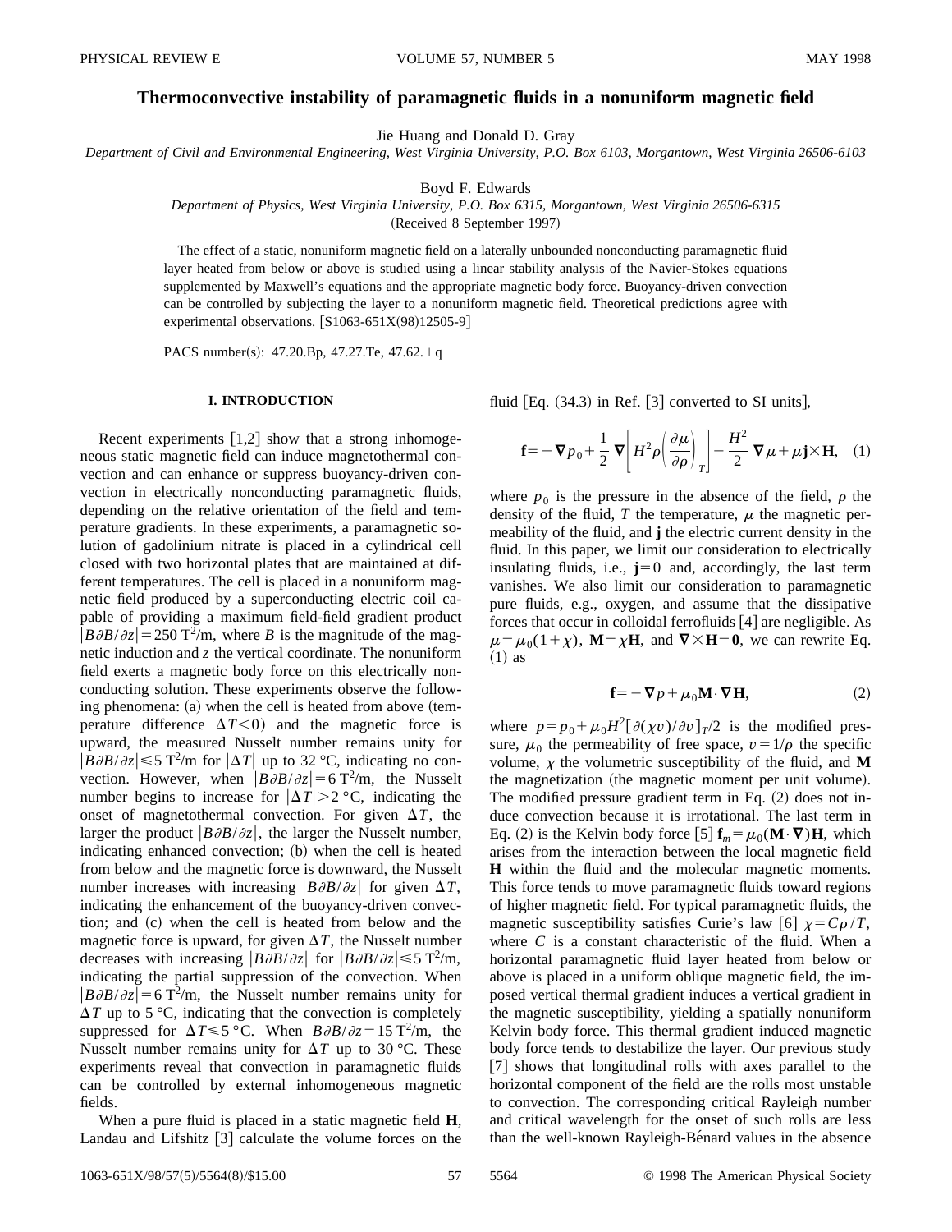# Thermoconvective instability of paramagnetic fluids in a nonuniform magnetic field

Jie Huang and Donald D. Gray

*Department of Civil and Environmental Engineering, West Virginia University, P.O. Box 6103, Morgantown, West Virginia 26506-6103*

Boyd F. Edwards

*Department of Physics, West Virginia University, P.O. Box 6315, Morgantown, West Virginia 26506-6315*

(Received 8 September 1997)

The effect of a static, nonuniform magnetic field on a laterally unbounded nonconducting paramagnetic fluid layer heated from below or above is studied using a linear stability analysis of the Navier-Stokes equations supplemented by Maxwell's equations and the appropriate magnetic body force. Buoyancy-driven convection can be controlled by subjecting the layer to a nonuniform magnetic field. Theoretical predictions agree with experimental observations. [S1063-651X(98)12505-9]

PACS number(s): 47.20.Bp, 47.27.Te, 47.62.+q

## I. INTRODUCTION

Recent experiments [1,2] show that a strong inhomogeneous static magnetic field can induce magnetothermal convection and can enhance or suppress buoyancy-driven convection in electrically nonconducting paramagnetic fluids, depending on the relative orientation of the field and temperature gradients. In these experiments, a paramagnetic solution of gadolinium nitrate is placed in a cylindrical cell closed with two horizontal plates that are maintained at different temperatures. The cell is placed in a nonuniform magnetic field produced by a superconducting electric coil capable of providing a maximum field-field gradient product $|B\partial B/\partial z| = 250\ \mathrm{T}^2/\mathrm{m}$, where $B$ is the magnitude of the magnetic induction and $z$ the vertical coordinate. The nonuniform field exerts a magnetic body force on this electrically nonconducting solution. These experiments observe the following phenomena: (a) when the cell is heated from above (temperature difference $\Delta T<0$) and the magnetic force is upward, the measured Nusselt number remains unity for $|B\partial B/\partial z| \leqslant 5\ \mathrm{T}^2/\mathrm{m}$ for $|\Delta T|$ up to 32 °C, indicating no convection. However, when $|B\partial B/\partial z| = 6\ \mathrm{T}^2/\mathrm{m}$, the Nusselt number begins to increase for $|\Delta T|>2$ °C, indicating the onset of magnetothermal convection. For given $\Delta T$, the larger the product $|B\partial B/\partial z|$, the larger the Nusselt number, indicating enhanced convection; (b) when the cell is heated from below and the magnetic force is downward, the Nusselt number increases with increasing $|B\partial B/\partial z|$ for given $\Delta T$, indicating the enhancement of the buoyancy-driven convection; and (c) when the cell is heated from below and the magnetic force is upward, for given $\Delta T$, the Nusselt number decreases with increasing $|B\partial B/\partial z|$ for $|B\partial B/\partial z| \leqslant 5\ \mathrm{T}^2/\mathrm{m}$, indicating the partial suppression of the convection. When $|B\partial B/\partial z| = 6\ \mathrm{T}^2/\mathrm{m}$, the Nusselt number remains unity for $\Delta T$ up to 5 °C, indicating that the convection is completely suppressed for $\Delta T \leqslant 5$ °C. When $B\partial B/\partial z = 15\ \mathrm{T}^2/\mathrm{m}$, the Nusselt number remains unity for $\Delta T$ up to 30 °C. These experiments reveal that convection in paramagnetic fluids can be controlled by external inhomogeneous magnetic fields.

When a pure fluid is placed in a static magnetic field $\mathbf{H}$, Landau and Lifshitz [3] calculate the volume forces on the fluid [Eq. (34.3) in Ref. [3] converted to SI units],

$$\mathbf{f} = -\nabla p_0 + \frac{1}{2}\nabla\left[H^2\rho\left(\frac{\partial\mu}{\partial\rho}\right)_T\right] - \frac{H^2}{2}\nabla\mu + \mu\mathbf{j}\times\mathbf{H}, \quad (1)$$

where $p_0$ is the pressure in the absence of the field, $\rho$ the density of the fluid, $T$ the temperature, $\mu$ the magnetic permeability of the fluid, and $\mathbf{j}$ the electric current density in the fluid. In this paper, we limit our consideration to electrically insulating fluids, i.e., $\mathbf{j}=0$ and, accordingly, the last term vanishes. We also limit our consideration to paramagnetic pure fluids, e.g., oxygen, and assume that the dissipative forces that occur in colloidal ferrofluids [4] are negligible. As $\mu=\mu_0(1+\chi)$, $\mathbf{M}=\chi\mathbf{H}$, and $\nabla\times\mathbf{H}=\mathbf{0}$, we can rewrite Eq. (1) as

$$\mathbf{f} = -\nabla p + \mu_0\mathbf{M}\cdot\nabla\mathbf{H}, \quad (2)$$

where $p=p_0+\mu_0 H^2[\partial(\chi v)/\partial v]_T/2$ is the modified pressure, $\mu_0$ the permeability of free space, $v=1/\rho$ the specific volume, $\chi$ the volumetric susceptibility of the fluid, and $\mathbf{M}$ the magnetization (the magnetic moment per unit volume). The modified pressure gradient term in Eq. (2) does not induce convection because it is irrotational. The last term in Eq. (2) is the Kelvin body force [5] $\mathbf{f}_m=\mu_0(\mathbf{M}\cdot\nabla)\mathbf{H}$, which arises from the interaction between the local magnetic field $\mathbf{H}$ within the fluid and the molecular magnetic moments. This force tends to move paramagnetic fluids toward regions of higher magnetic field. For typical paramagnetic fluids, the magnetic susceptibility satisfies Curie's law [6] $\chi=C\rho/T$, where $C$ is a constant characteristic of the fluid. When a horizontal paramagnetic fluid layer heated from below or above is placed in a uniform oblique magnetic field, the imposed vertical thermal gradient induces a vertical gradient in the magnetic susceptibility, yielding a spatially nonuniform Kelvin body force. This thermal gradient induced magnetic body force tends to destabilize the layer. Our previous study [7] shows that longitudinal rolls with axes parallel to the horizontal component of the field are the rolls most unstable to convection. The corresponding critical Rayleigh number and critical wavelength for the onset of such rolls are less than the well-known Rayleigh-Bénard values in the absence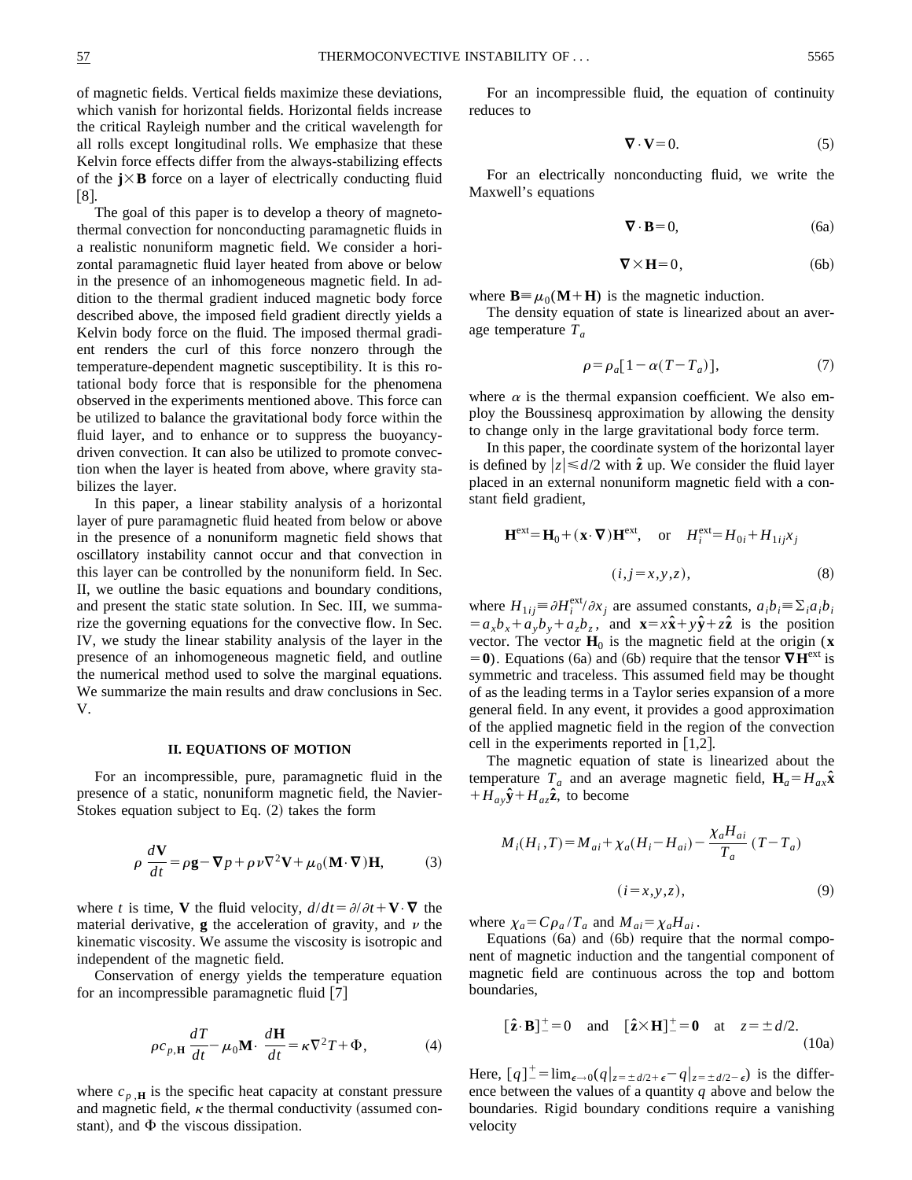of magnetic fields. Vertical fields maximize these deviations, which vanish for horizontal fields. Horizontal fields increase the critical Rayleigh number and the critical wavelength for all rolls except longitudinal rolls. We emphasize that these Kelvin force effects differ from the always-stabilizing effects of the $\mathbf{j}\times\mathbf{B}$ force on a layer of electrically conducting fluid [8].

The goal of this paper is to develop a theory of magnetothermal convection for nonconducting paramagnetic fluids in a realistic nonuniform magnetic field. We consider a horizontal paramagnetic fluid layer heated from above or below in the presence of an inhomogeneous magnetic field. In addition to the thermal gradient induced magnetic body force described above, the imposed field gradient directly yields a Kelvin body force on the fluid. The imposed thermal gradient renders the curl of this force nonzero through the temperature-dependent magnetic susceptibility. It is this rotational body force that is responsible for the phenomena observed in the experiments mentioned above. This force can be utilized to balance the gravitational body force within the fluid layer, and to enhance or to suppress the buoyancy-driven convection. It can also be utilized to promote convection when the layer is heated from above, where gravity stabilizes the layer.

In this paper, a linear stability analysis of a horizontal layer of pure paramagnetic fluid heated from below or above in the presence of a nonuniform magnetic field shows that oscillatory instability cannot occur and that convection in this layer can be controlled by the nonuniform field. In Sec. II, we outline the basic equations and boundary conditions, and present the static state solution. In Sec. III, we summarize the governing equations for the convective flow. In Sec. IV, we study the linear stability analysis of the layer in the presence of an inhomogeneous magnetic field, and outline the numerical method used to solve the marginal equations. We summarize the main results and draw conclusions in Sec. V.

## II. EQUATIONS OF MOTION

For an incompressible, pure, paramagnetic fluid in the presence of a static, nonuniform magnetic field, the Navier-Stokes equation subject to Eq. (2) takes the form

$$\rho\,\frac{d\mathbf{V}}{dt}=\rho\mathbf{g}-\boldsymbol{\nabla}p+\rho\nu\nabla^{2}\mathbf{V}+\mu_{0}(\mathbf{M}\cdot\boldsymbol{\nabla})\mathbf{H}, \tag{3}$$

where $t$ is time, $\mathbf{V}$ the fluid velocity, $d/dt=\partial/\partial t+\mathbf{V}\cdot\boldsymbol{\nabla}$ the material derivative, $\mathbf{g}$ the acceleration of gravity, and $\nu$ the kinematic viscosity. We assume the viscosity is isotropic and independent of the magnetic field.

Conservation of energy yields the temperature equation for an incompressible paramagnetic fluid [7]

$$\rho c_{p,\mathbf{H}}\,\frac{dT}{dt}-\mu_{0}\mathbf{M}\cdot\,\frac{d\mathbf{H}}{dt}=\kappa\nabla^{2}T+\Phi, \tag{4}$$

where $c_{p,\mathbf{H}}$ is the specific heat capacity at constant pressure and magnetic field, $\kappa$ the thermal conductivity (assumed constant), and $\Phi$ the viscous dissipation.

For an incompressible fluid, the equation of continuity reduces to

$$\boldsymbol{\nabla}\cdot\mathbf{V}=0. \tag{5}$$

For an electrically nonconducting fluid, we write the Maxwell's equations

$$\boldsymbol{\nabla}\cdot\mathbf{B}=0, \tag{6a}$$

$$\boldsymbol{\nabla}\times\mathbf{H}=0, \tag{6b}$$

where $\mathbf{B}\equiv\mu_{0}(\mathbf{M}+\mathbf{H})$ is the magnetic induction.

The density equation of state is linearized about an average temperature $T_a$

$$\rho=\rho_{a}[1-\alpha(T-T_{a})], \tag{7}$$

where $\alpha$ is the thermal expansion coefficient. We also employ the Boussinesq approximation by allowing the density to change only in the large gravitational body force term.

In this paper, the coordinate system of the horizontal layer is defined by $|z|\leqslant d/2$ with $\hat{\mathbf{z}}$ up. We consider the fluid layer placed in an external nonuniform magnetic field with a constant field gradient,

$$\mathbf{H}^{\text{ext}}=\mathbf{H}_{0}+(\mathbf{x}\cdot\boldsymbol{\nabla})\mathbf{H}^{\text{ext}},\quad\text{or}\quad H_{i}^{\text{ext}}=H_{0i}+H_{1ij}x_{j}$$
$$(i,j=x,y,z), \tag{8}$$

where $H_{1ij}\equiv\partial H_{i}^{\text{ext}}/\partial x_{j}$ are assumed constants, $a_{i}b_{i}\equiv\Sigma_{i}a_{i}b_{i}=a_{x}b_{x}+a_{y}b_{y}+a_{z}b_{z}$, and $\mathbf{x}=x\hat{\mathbf{x}}+y\hat{\mathbf{y}}+z\hat{\mathbf{z}}$ is the position vector. The vector $\mathbf{H}_0$ is the magnetic field at the origin ($\mathbf{x}=\mathbf{0}$). Equations (6a) and (6b) require that the tensor $\boldsymbol{\nabla}\mathbf{H}^{\text{ext}}$ is symmetric and traceless. This assumed field may be thought of as the leading terms in a Taylor series expansion of a more general field. In any event, it provides a good approximation of the applied magnetic field in the region of the convection cell in the experiments reported in [1,2].

The magnetic equation of state is linearized about the temperature $T_a$ and an average magnetic field, $\mathbf{H}_{a}=H_{ax}\hat{\mathbf{x}}+H_{ay}\hat{\mathbf{y}}+H_{az}\hat{\mathbf{z}}$, to become

$$M_{i}(H_{i},T)=M_{ai}+\chi_{a}(H_{i}-H_{ai})-\frac{\chi_{a}H_{ai}}{T_{a}}\,(T-T_{a})$$
$$(i=x,y,z), \tag{9}$$

where $\chi_{a}=C\rho_{a}/T_{a}$ and $M_{ai}=\chi_{a}H_{ai}$.

Equations (6a) and (6b) require that the normal component of magnetic induction and the tangential component of magnetic field are continuous across the top and bottom boundaries,

$$[\hat{\mathbf{z}}\cdot\mathbf{B}]_{-}^{+}=0\quad\text{and}\quad[\hat{\mathbf{z}}\times\mathbf{H}]_{-}^{+}=\mathbf{0}\quad\text{at}\quad z=\pm d/2. \tag{10a}$$

Here, $[q]_{-}^{+}=\lim_{\epsilon\to 0}(q|_{z=\pm d/2+\epsilon}-q|_{z=\pm d/2-\epsilon})$ is the difference between the values of a quantity $q$ above and below the boundaries. Rigid boundary conditions require a vanishing velocity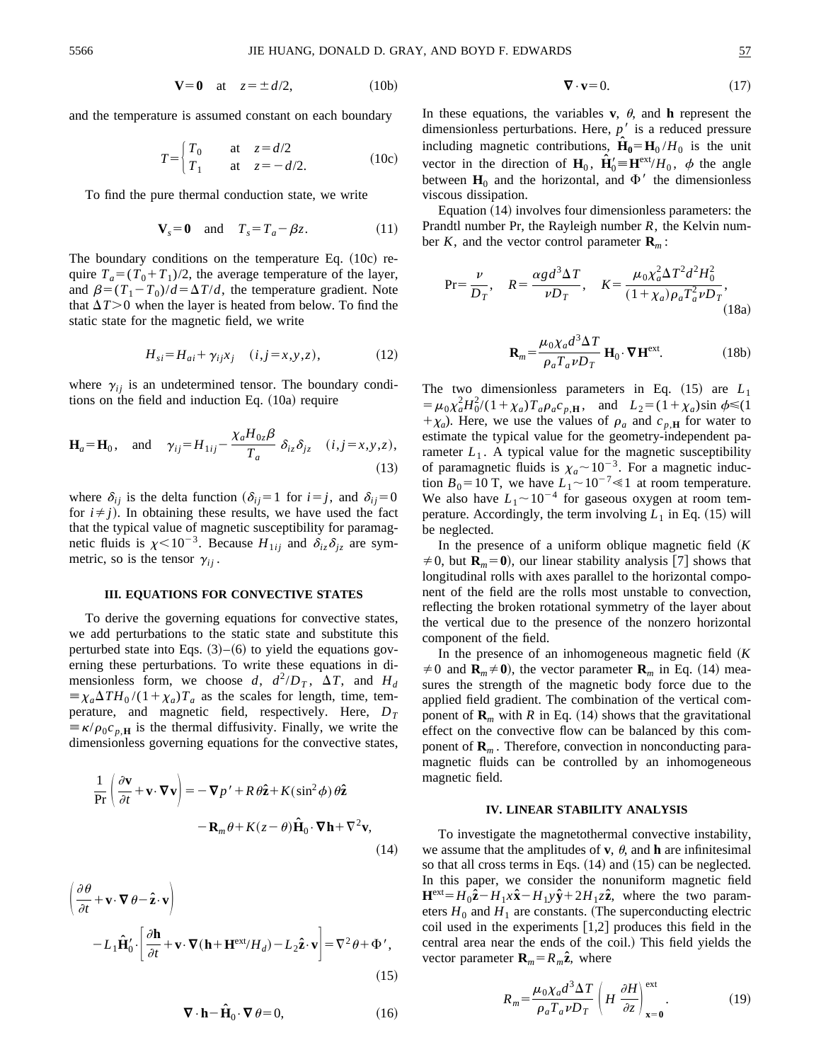$$\mathbf{V}=\mathbf{0} \quad \text{at} \quad z=\pm d/2, \tag{10b}$$

and the temperature is assumed constant on each boundary

$$T=\begin{cases} T_0 & \text{at} \quad z=d/2 \\ T_1 & \text{at} \quad z=-d/2. \end{cases} \tag{10c}$$

To find the pure thermal conduction state, we write

$$\mathbf{V}_s=\mathbf{0} \quad \text{and} \quad T_s=T_a-\beta z. \tag{11}$$

The boundary conditions on the temperature Eq. (10c) require $T_a=(T_0+T_1)/2$, the average temperature of the layer, and $\beta=(T_1-T_0)/d=\Delta T/d$, the temperature gradient. Note that $\Delta T>0$ when the layer is heated from below. To find the static state for the magnetic field, we write

$$H_{si}=H_{ai}+\gamma_{ij}x_j \quad (i,j=x,y,z), \tag{12}$$

where $\gamma_{ij}$ is an undetermined tensor. The boundary conditions on the field and induction Eq. (10a) require

$$\mathbf{H}_a=\mathbf{H}_0, \quad \text{and} \quad \gamma_{ij}=H_{1ij}-\frac{\chi_a H_{0z}\beta}{T_a}\delta_{iz}\delta_{jz} \quad (i,j=x,y,z), \tag{13}$$

where $\delta_{ij}$ is the delta function ($\delta_{ij}=1$ for $i=j$, and $\delta_{ij}=0$ for $i\neq j$). In obtaining these results, we have used the fact that the typical value of magnetic susceptibility for paramagnetic fluids is $\chi<10^{-3}$. Because $H_{1ij}$ and $\delta_{iz}\delta_{jz}$ are symmetric, so is the tensor $\gamma_{ij}$.

### III. EQUATIONS FOR CONVECTIVE STATES

To derive the governing equations for convective states, we add perturbations to the static state and substitute this perturbed state into Eqs. (3)–(6) to yield the equations governing these perturbations. To write these equations in dimensionless form, we choose $d$, $d^2/D_T$, $\Delta T$, and $H_d \equiv \chi_a \Delta T H_0/(1+\chi_a)T_a$ as the scales for length, time, temperature, and magnetic field, respectively. Here, $D_T \equiv \kappa/\rho_0 c_{p,\mathbf{H}}$ is the thermal diffusivity. Finally, we write the dimensionless governing equations for the convective states,

$$\frac{1}{\mathrm{Pr}}\left(\frac{\partial \mathbf{v}}{\partial t}+\mathbf{v}\cdot\nabla\mathbf{v}\right)=-\nabla p'+R\theta\hat{\mathbf{z}}+K(\sin^2\phi)\theta\hat{\mathbf{z}} -\mathbf{R}_m\theta+K(z-\theta)\hat{\mathbf{H}}_0\cdot\nabla\mathbf{h}+\nabla^2\mathbf{v}, \tag{14}$$

$$\left(\frac{\partial\theta}{\partial t}+\mathbf{v}\cdot\nabla\theta-\hat{\mathbf{z}}\cdot\mathbf{v}\right) -L_1\hat{\mathbf{H}}_0'\cdot\left[\frac{\partial \mathbf{h}}{\partial t}+\mathbf{v}\cdot\nabla(\mathbf{h}+\mathbf{H}^{\mathrm{ext}}/H_d)-L_2\hat{\mathbf{z}}\cdot\mathbf{v}\right]=\nabla^2\theta+\Phi', \tag{15}$$

$$\nabla\cdot\mathbf{h}-\hat{\mathbf{H}}_0\cdot\nabla\theta=0, \tag{16}$$

$$\nabla\cdot\mathbf{v}=0. \tag{17}$$

In these equations, the variables $\mathbf{v}$, $\theta$, and $\mathbf{h}$ represent the dimensionless perturbations. Here, $p'$ is a reduced pressure including magnetic contributions, $\hat{\mathbf{H}}_0=\mathbf{H}_0/H_0$ is the unit vector in the direction of $\mathbf{H}_0$, $\hat{\mathbf{H}}_0'\equiv\mathbf{H}^{\mathrm{ext}}/H_0$, $\phi$ the angle between $\mathbf{H}_0$ and the horizontal, and $\Phi'$ the dimensionless viscous dissipation.

Equation (14) involves four dimensionless parameters: the Prandtl number Pr, the Rayleigh number $R$, the Kelvin number $K$, and the vector control parameter $\mathbf{R}_m$:

$$\mathrm{Pr}=\frac{\nu}{D_T}, \quad R=\frac{\alpha g d^3\Delta T}{\nu D_T}, \quad K=\frac{\mu_0\chi_a^2\Delta T^2 d^2 H_0^2}{(1+\chi_a)\rho_a T_a^2\nu D_T}, \tag{18a}$$

$$\mathbf{R}_m=\frac{\mu_0\chi_a d^3\Delta T}{\rho_a T_a \nu D_T}\,\mathbf{H}_0\cdot\nabla\mathbf{H}^{\mathrm{ext}}. \tag{18b}$$

The two dimensionless parameters in Eq. (15) are $L_1=\mu_0\chi_a^2H_0^2/(1+\chi_a)T_a\rho_a c_{p,\mathbf{H}}$, and $L_2=(1+\chi_a)\sin\phi\leqslant(1+\chi_a)$. Here, we use the values of $\rho_a$ and $c_{p,\mathbf{H}}$ for water to estimate the typical value for the geometry-independent parameter $L_1$. A typical value for the magnetic susceptibility of paramagnetic fluids is $\chi_a\sim10^{-3}$. For a magnetic induction $B_0=10$ T, we have $L_1\sim10^{-7}\ll1$ at room temperature. We also have $L_1\sim10^{-4}$ for gaseous oxygen at room temperature. Accordingly, the term involving $L_1$ in Eq. (15) will be neglected.

In the presence of a uniform oblique magnetic field ($K\neq0$, but $\mathbf{R}_m=\mathbf{0}$), our linear stability analysis [7] shows that longitudinal rolls with axes parallel to the horizontal component of the field are the rolls most unstable to convection, reflecting the broken rotational symmetry of the layer about the vertical due to the presence of the nonzero horizontal component of the field.

In the presence of an inhomogeneous magnetic field ($K\neq0$ and $\mathbf{R}_m\neq\mathbf{0}$), the vector parameter $\mathbf{R}_m$ in Eq. (14) measures the strength of the magnetic body force due to the applied field gradient. The combination of the vertical component of $\mathbf{R}_m$ with $R$ in Eq. (14) shows that the gravitational effect on the convective flow can be balanced by this component of $\mathbf{R}_m$. Therefore, convection in nonconducting paramagnetic fluids can be controlled by an inhomogeneous magnetic field.

### IV. LINEAR STABILITY ANALYSIS

To investigate the magnetothermal convective instability, we assume that the amplitudes of $\mathbf{v}$, $\theta$, and $\mathbf{h}$ are infinitesimal so that all cross terms in Eqs. (14) and (15) can be neglected. In this paper, we consider the nonuniform magnetic field $\mathbf{H}^{\mathrm{ext}}=H_0\hat{\mathbf{z}}-H_1x\hat{\mathbf{x}}-H_1y\hat{\mathbf{y}}+2H_1z\hat{\mathbf{z}}$, where the two parameters $H_0$ and $H_1$ are constants. (The superconducting electric coil used in the experiments [1,2] produces this field in the central area near the ends of the coil.) This field yields the vector parameter $\mathbf{R}_m=R_m\hat{\mathbf{z}}$, where

$$R_m=\frac{\mu_0\chi_a d^3\Delta T}{\rho_a T_a\nu D_T}\left(H\frac{\partial H}{\partial z}\right)^{\mathrm{ext}}_{\mathbf{x}=\mathbf{0}}. \tag{19}$$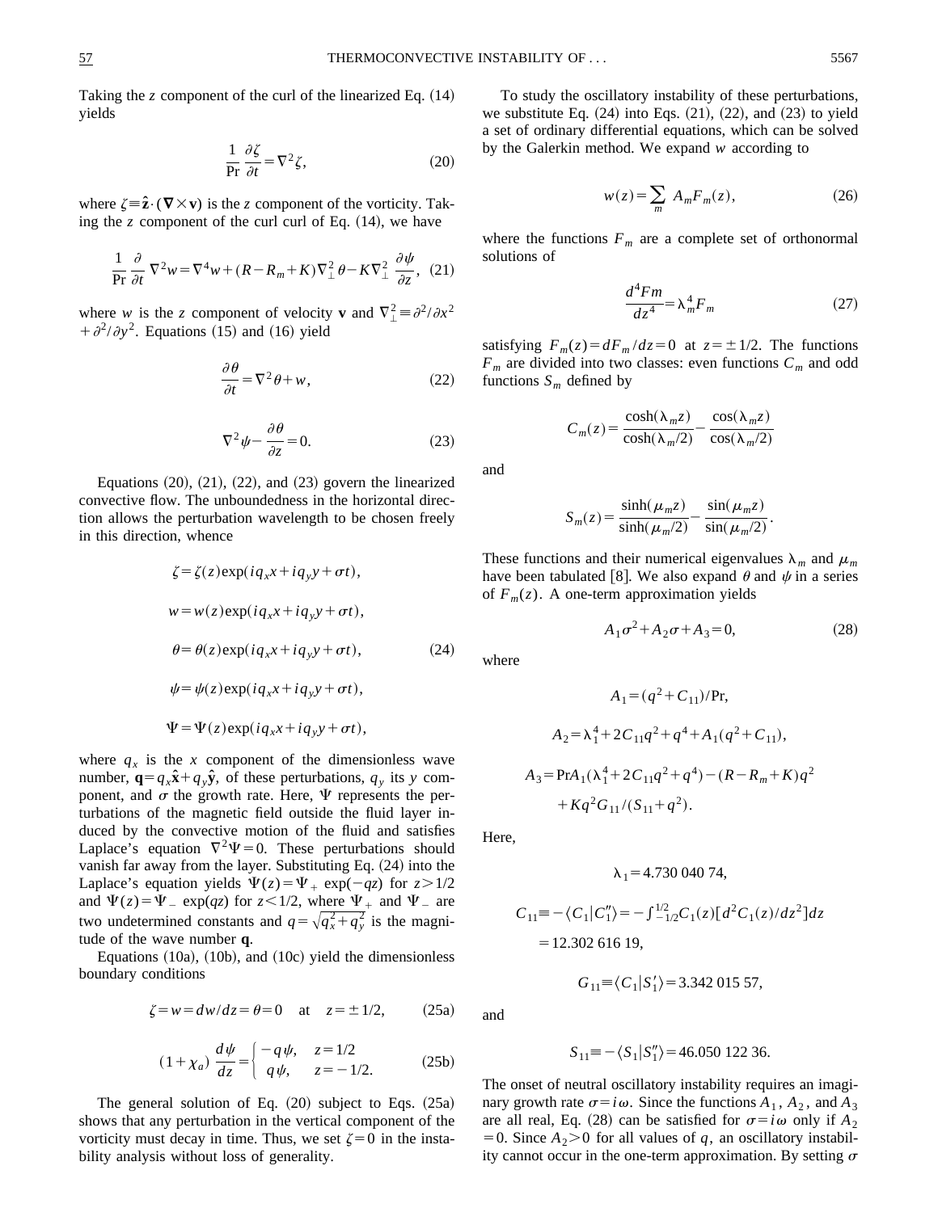Taking the $z$ component of the curl of the linearized Eq. (14) yields

$$\frac{1}{\mathrm{Pr}}\frac{\partial \zeta}{\partial t}=\nabla^2\zeta, \tag{20}$$

where $\zeta\equiv\hat{\mathbf{z}}\cdot(\nabla\times\mathbf{v})$ is the $z$ component of the vorticity. Taking the $z$ component of the curl curl of Eq. (14), we have

$$\frac{1}{\mathrm{Pr}}\frac{\partial}{\partial t}\nabla^2 w=\nabla^4 w+(R-R_m+K)\nabla_\perp^2\theta-K\nabla_\perp^2\frac{\partial\psi}{\partial z}, \tag{21}$$

where $w$ is the $z$ component of velocity $\mathbf{v}$ and $\nabla_\perp^2\equiv\partial^2/\partial x^2+\partial^2/\partial y^2$. Equations (15) and (16) yield

$$\frac{\partial\theta}{\partial t}=\nabla^2\theta+w, \tag{22}$$

$$\nabla^2\psi-\frac{\partial\theta}{\partial z}=0. \tag{23}$$

Equations (20), (21), (22), and (23) govern the linearized convective flow. The unboundedness in the horizontal direction allows the perturbation wavelength to be chosen freely in this direction, whence

$$\begin{aligned}
\zeta&=\zeta(z)\exp(iq_x x+iq_y y+\sigma t),\\
w&=w(z)\exp(iq_x x+iq_y y+\sigma t),\\
\theta&=\theta(z)\exp(iq_x x+iq_y y+\sigma t),\\
\psi&=\psi(z)\exp(iq_x x+iq_y y+\sigma t),\\
\Psi&=\Psi(z)\exp(iq_x x+iq_y y+\sigma t),
\end{aligned} \tag{24}$$

where $q_x$ is the $x$ component of the dimensionless wave number, $\mathbf{q}=q_x\hat{\mathbf{x}}+q_y\hat{\mathbf{y}}$, of these perturbations, $q_y$ its $y$ component, and $\sigma$ the growth rate. Here, $\Psi$ represents the perturbations of the magnetic field outside the fluid layer induced by the convective motion of the fluid and satisfies Laplace's equation $\nabla^2\Psi=0$. These perturbations should vanish far away from the layer. Substituting Eq. (24) into the Laplace's equation yields $\Psi(z)=\Psi_+\exp(-qz)$ for $z>1/2$ and $\Psi(z)=\Psi_-\exp(qz)$ for $z<1/2$, where $\Psi_+$ and $\Psi_-$ are two undetermined constants and $q=\sqrt{q_x^2+q_y^2}$ is the magnitude of the wave number $\mathbf{q}$.

Equations (10a), (10b), and (10c) yield the dimensionless boundary conditions

$$\zeta=w=dw/dz=\theta=0 \quad \text{at} \quad z=\pm 1/2, \tag{25a}$$

$$(1+\chi_a)\frac{d\psi}{dz}=\begin{cases}-q\psi, & z=1/2\\ q\psi, & z=-1/2.\end{cases} \tag{25b}$$

The general solution of Eq. (20) subject to Eqs. (25a) shows that any perturbation in the vertical component of the vorticity must decay in time. Thus, we set $\zeta=0$ in the instability analysis without loss of generality.

To study the oscillatory instability of these perturbations, we substitute Eq. (24) into Eqs. (21), (22), and (23) to yield a set of ordinary differential equations, which can be solved by the Galerkin method. We expand $w$ according to

$$w(z)=\sum_m A_m F_m(z), \tag{26}$$

where the functions $F_m$ are a complete set of orthonormal solutions of

$$\frac{d^4Fm}{dz^4}=\lambda_m^4 F_m \tag{27}$$

satisfying $F_m(z)=dF_m/dz=0$ at $z=\pm 1/2$. The functions $F_m$ are divided into two classes: even functions $C_m$ and odd functions $S_m$ defined by

$$C_m(z)=\frac{\cosh(\lambda_m z)}{\cosh(\lambda_m/2)}-\frac{\cos(\lambda_m z)}{\cos(\lambda_m/2)}$$

and

$$S_m(z)=\frac{\sinh(\mu_m z)}{\sinh(\mu_m/2)}-\frac{\sin(\mu_m z)}{\sin(\mu_m/2)}.$$

These functions and their numerical eigenvalues $\lambda_m$ and $\mu_m$ have been tabulated [8]. We also expand $\theta$ and $\psi$ in a series of $F_m(z)$. A one-term approximation yields

$$A_1\sigma^2+A_2\sigma+A_3=0, \tag{28}$$

where

$$A_1=(q^2+C_{11})/\mathrm{Pr},$$

$$A_2=\lambda_1^4+2C_{11}q^2+q^4+A_1(q^2+C_{11}),$$

$$A_3=\mathrm{Pr}A_1(\lambda_1^4+2C_{11}q^2+q^4)-(R-R_m+K)q^2+Kq^2G_{11}/(S_{11}+q^2).$$

Here,

$$\lambda_1=4.730\,040\,74,$$

$$C_{11}\equiv-\langle C_1|C_1''\rangle=-\int_{-1/2}^{1/2}C_1(z)[d^2C_1(z)/dz^2]dz=12.302\,616\,19,$$

$$G_{11}\equiv\langle C_1|S_1'\rangle=3.342\,015\,57,$$

and

$$S_{11}\equiv-\langle S_1|S_1''\rangle=46.050\,122\,36.$$

The onset of neutral oscillatory instability requires an imaginary growth rate $\sigma=i\omega$. Since the functions $A_1$, $A_2$, and $A_3$ are all real, Eq. (28) can be satisfied for $\sigma=i\omega$ only if $A_2=0$. Since $A_2>0$ for all values of $q$, an oscillatory instability cannot occur in the one-term approximation. By setting $\sigma$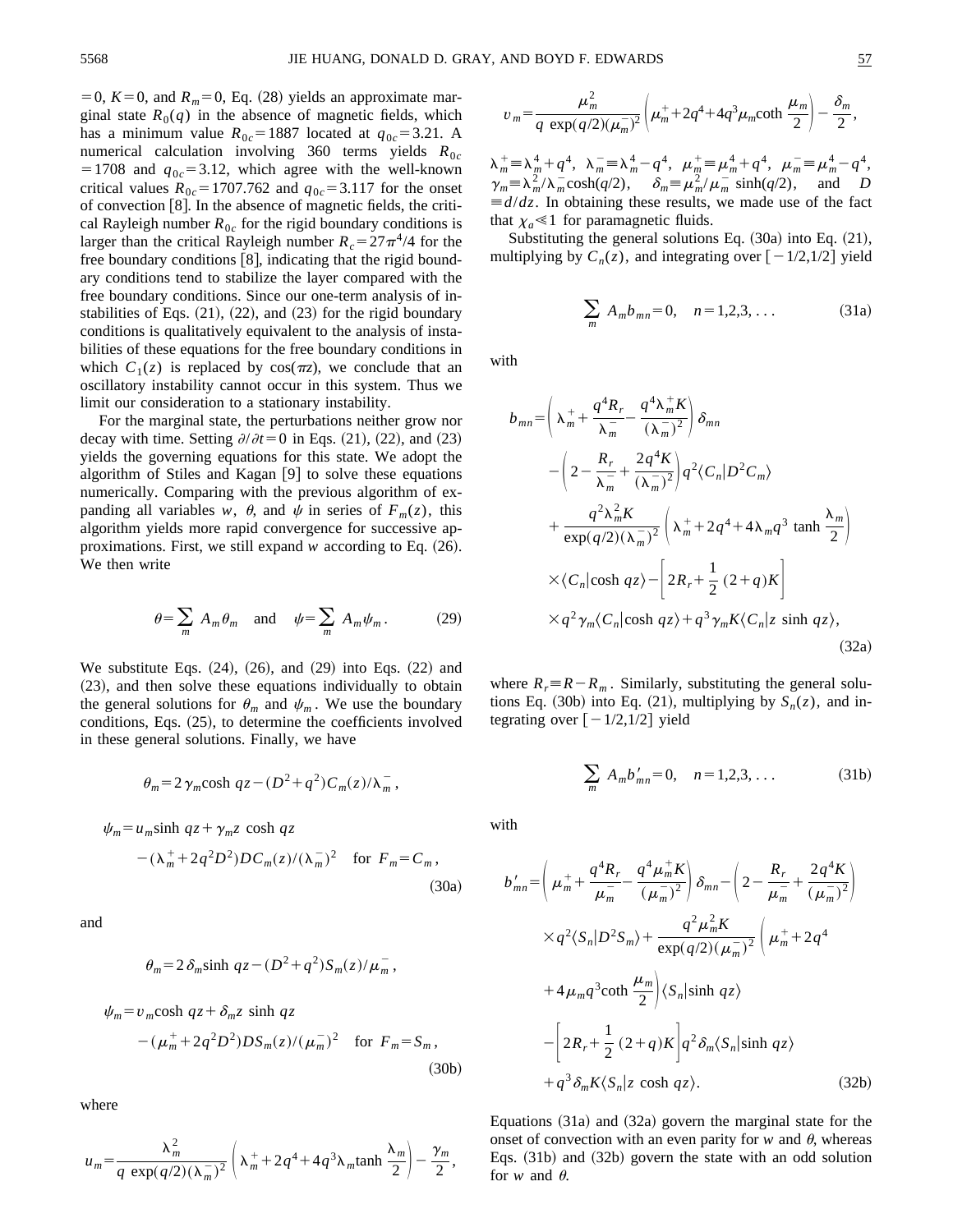$=0$, $K=0$, and $R_m=0$, Eq. (28) yields an approximate marginal state $R_0(q)$ in the absence of magnetic fields, which has a minimum value $R_{0c}=1887$ located at $q_{0c}=3.21$. A numerical calculation involving 360 terms yields $R_{0c}=1708$ and $q_{0c}=3.12$, which agree with the well-known critical values $R_{0c}=1707.762$ and $q_{0c}=3.117$ for the onset of convection [8]. In the absence of magnetic fields, the critical Rayleigh number $R_{0c}$ for the rigid boundary conditions is larger than the critical Rayleigh number $R_c=27\pi^4/4$ for the free boundary conditions [8], indicating that the rigid boundary conditions tend to stabilize the layer compared with the free boundary conditions. Since our one-term analysis of instabilities of Eqs. (21), (22), and (23) for the rigid boundary conditions is qualitatively equivalent to the analysis of instabilities of these equations for the free boundary conditions in which $C_1(z)$ is replaced by $\cos(\pi z)$, we conclude that an oscillatory instability cannot occur in this system. Thus we limit our consideration to a stationary instability.

For the marginal state, the perturbations neither grow nor decay with time. Setting $\partial/\partial t=0$ in Eqs. (21), (22), and (23) yields the governing equations for this state. We adopt the algorithm of Stiles and Kagan [9] to solve these equations numerically. Comparing with the previous algorithm of expanding all variables $w$, $\theta$, and $\psi$ in series of $F_m(z)$, this algorithm yields more rapid convergence for successive approximations. First, we still expand $w$ according to Eq. (26). We then write

$$\theta=\sum_m A_m\theta_m \quad \text{and} \quad \psi=\sum_m A_m\psi_m. \tag{29}$$

We substitute Eqs. (24), (26), and (29) into Eqs. (22) and (23), and then solve these equations individually to obtain the general solutions for $\theta_m$ and $\psi_m$. We use the boundary conditions, Eqs. (25), to determine the coefficients involved in these general solutions. Finally, we have

$$\theta_m=2\gamma_m\cosh qz-(D^2+q^2)C_m(z)/\lambda_m^-,$$

$$\psi_m=u_m\sinh qz+\gamma_m z\cosh qz-(\lambda_m^+ +2q^2D^2)DC_m(z)/(\lambda_m^-)^2 \quad \text{for } F_m=C_m, \tag{30a}$$

and

$$\theta_m=2\delta_m\sinh qz-(D^2+q^2)S_m(z)/\mu_m^-,$$

$$\psi_m=v_m\cosh qz+\delta_m z\sinh qz-(\mu_m^+ +2q^2D^2)DS_m(z)/(\mu_m^-)^2 \quad \text{for } F_m=S_m, \tag{30b}$$

where

$$u_m=\frac{\lambda_m^2}{q\,\exp(q/2)(\lambda_m^-)^2}\left(\lambda_m^+ +2q^4+4q^3\lambda_m\tanh\frac{\lambda_m}{2}\right)-\frac{\gamma_m}{2},$$

$$v_m=\frac{\mu_m^2}{q\,\exp(q/2)(\mu_m^-)^2}\left(\mu_m^+ +2q^4+4q^3\mu_m\coth\frac{\mu_m}{2}\right)-\frac{\delta_m}{2},$$

$\lambda_m^+\equiv\lambda_m^4+q^4$, $\lambda_m^-\equiv\lambda_m^4-q^4$, $\mu_m^+\equiv\mu_m^4+q^4$, $\mu_m^-\equiv\mu_m^4-q^4$, $\gamma_m\equiv\lambda_m^2/\lambda_m^-\cosh(q/2)$, $\delta_m\equiv\mu_m^2/\mu_m^-\sinh(q/2)$, and $D\equiv d/dz$. In obtaining these results, we made use of the fact that $\chi_a\ll 1$ for paramagnetic fluids.

Substituting the general solutions Eq. (30a) into Eq. (21), multiplying by $C_n(z)$, and integrating over $[-1/2,1/2]$ yield

$$\sum_m A_m b_{mn}=0, \quad n=1,2,3,\ldots \tag{31a}$$

with

$$\begin{aligned}
b_{mn}=&\left(\lambda_m^+ +\frac{q^4R_r}{\lambda_m^-}-\frac{q^4\lambda_m^+K}{(\lambda_m^-)^2}\right)\delta_{mn}\\
&-\left(2-\frac{R_r}{\lambda_m^-}+\frac{2q^4K}{(\lambda_m^-)^2}\right)q^2\langle C_n|D^2C_m\rangle\\
&+\frac{q^2\lambda_m^2K}{\exp(q/2)(\lambda_m^-)^2}\left(\lambda_m^+ +2q^4+4\lambda_m q^3\tanh\frac{\lambda_m}{2}\right)\\
&\times\langle C_n|\cosh qz\rangle-\left[2R_r+\frac{1}{2}(2+q)K\right]\\
&\times q^2\gamma_m\langle C_n|\cosh qz\rangle+q^3\gamma_m K\langle C_n|z\sinh qz\rangle,
\end{aligned} \tag{32a}$$

where $R_r\equiv R-R_m$. Similarly, substituting the general solutions Eq. (30b) into Eq. (21), multiplying by $S_n(z)$, and integrating over $[-1/2,1/2]$ yield

$$\sum_m A_m b'_{mn}=0, \quad n=1,2,3,\ldots \tag{31b}$$

with

$$\begin{aligned}
b'_{mn}=&\left(\mu_m^+ +\frac{q^4R_r}{\mu_m^-}-\frac{q^4\mu_m^+K}{(\mu_m^-)^2}\right)\delta_{mn}-\left(2-\frac{R_r}{\mu_m^-}+\frac{2q^4K}{(\mu_m^-)^2}\right)\\
&\times q^2\langle S_n|D^2S_m\rangle+\frac{q^2\mu_m^2K}{\exp(q/2)(\mu_m^-)^2}\left(\mu_m^+ +2q^4\right.\\
&\left.+4\mu_m q^3\coth\frac{\mu_m}{2}\right)\langle S_n|\sinh qz\rangle\\
&-\left[2R_r+\frac{1}{2}(2+q)K\right]q^2\delta_m\langle S_n|\sinh qz\rangle\\
&+q^3\delta_m K\langle S_n|z\cosh qz\rangle.
\end{aligned} \tag{32b}$$

Equations (31a) and (32a) govern the marginal state for the onset of convection with an even parity for $w$ and $\theta$, whereas Eqs. (31b) and (32b) govern the state with an odd solution for $w$ and $\theta$.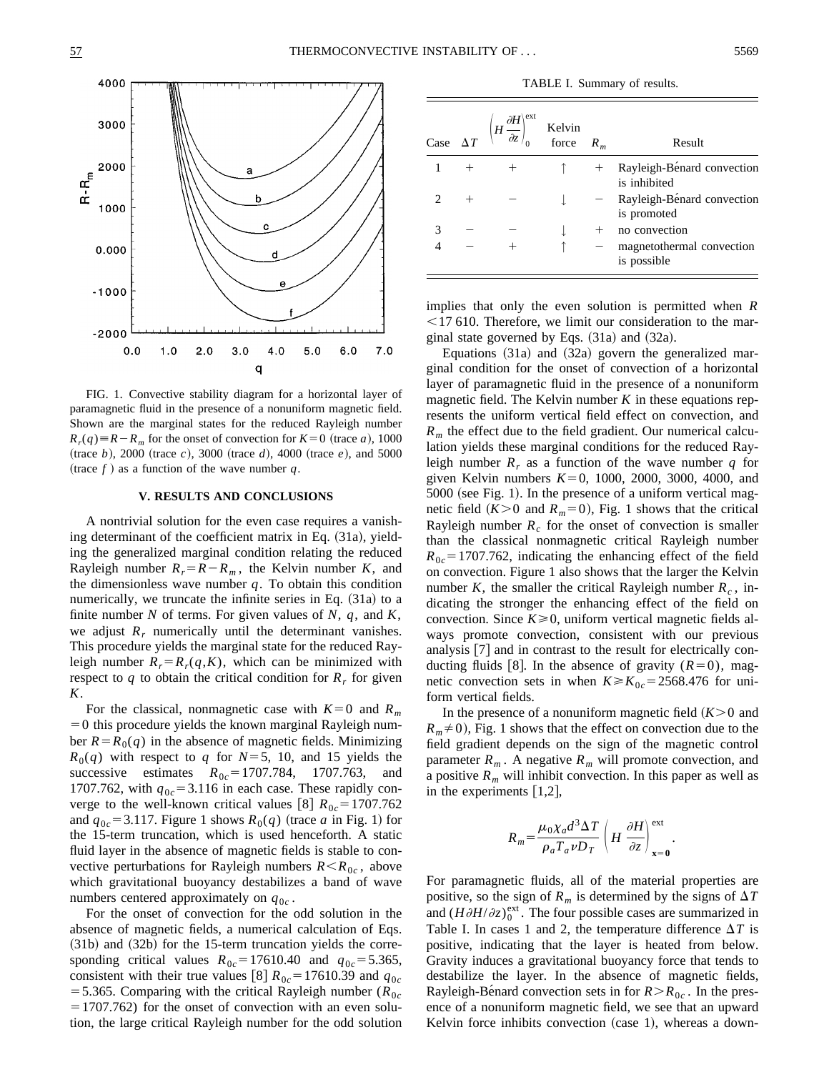FIG. 1. Convective stability diagram for a horizontal layer of paramagnetic fluid in the presence of a nonuniform magnetic field. Shown are the marginal states for the reduced Rayleigh number $R_r(q) \equiv R - R_m$ for the onset of convection for $K=0$ (trace $a$), 1000 (trace $b$), 2000 (trace $c$), 3000 (trace $d$), 4000 (trace $e$), and 5000 (trace $f$) as a function of the wave number $q$.

## V. RESULTS AND CONCLUSIONS

A nontrivial solution for the even case requires a vanishing determinant of the coefficient matrix in Eq. (31a), yielding the generalized marginal condition relating the reduced Rayleigh number $R_r = R - R_m$, the Kelvin number $K$, and the dimensionless wave number $q$. To obtain this condition numerically, we truncate the infinite series in Eq. (31a) to a finite number $N$ of terms. For given values of $N$, $q$, and $K$, we adjust $R_r$ numerically until the determinant vanishes. This procedure yields the marginal state for the reduced Rayleigh number $R_r = R_r(q,K)$, which can be minimized with respect to $q$ to obtain the critical condition for $R_r$ for given $K$.

For the classical, nonmagnetic case with $K=0$ and $R_m = 0$ this procedure yields the known marginal Rayleigh number $R = R_0(q)$ in the absence of magnetic fields. Minimizing $R_0(q)$ with respect to $q$ for $N=5$, 10, and 15 yields the successive estimates $R_{0c}=1707.784$, 1707.763, and 1707.762, with $q_{0c}=3.116$ in each case. These rapidly converge to the well-known critical values [8] $R_{0c}=1707.762$ and $q_{0c}=3.117$. Figure 1 shows $R_0(q)$ (trace $a$ in Fig. 1) for the 15-term truncation, which is used henceforth. A static fluid layer in the absence of magnetic fields is stable to convective perturbations for Rayleigh numbers $R < R_{0c}$, above which gravitational buoyancy destabilizes a band of wave numbers centered approximately on $q_{0c}$.

For the onset of convection for the odd solution in the absence of magnetic fields, a numerical calculation of Eqs. (31b) and (32b) for the 15-term truncation yields the corresponding critical values $R_{0c}=17610.40$ and $q_{0c}=5.365$, consistent with their true values [8] $R_{0c}=17610.39$ and $q_{0c}=5.365$. Comparing with the critical Rayleigh number ($R_{0c}=1707.762$) for the onset of convection with an even solution, the large critical Rayleigh number for the odd solution implies that only the even solution is permitted when $R < 17\,610$. Therefore, we limit our consideration to the marginal state governed by Eqs. (31a) and (32a).

TABLE I. Summary of results.

| Case | $\Delta T$ | $\left(H\dfrac{\partial H}{\partial z}\right)_0^{\text{ext}}$ | Kelvin force | $R_m$ | Result |
|---|---|---|---|---|---|
| 1 | + | + | ↑ | + | Rayleigh-Bénard convection is inhibited |
| 2 | + | − | ↓ | − | Rayleigh-Bénard convection is promoted |
| 3 | − | − | ↓ | + | no convection |
| 4 | − | + | ↑ | − | magnetothermal convection is possible |

Equations (31a) and (32a) govern the generalized marginal condition for the onset of convection of a horizontal layer of paramagnetic fluid in the presence of a nonuniform magnetic field. The Kelvin number $K$ in these equations represents the uniform vertical field effect on convection, and $R_m$ the effect due to the field gradient. Our numerical calculation yields these marginal conditions for the reduced Rayleigh number $R_r$ as a function of the wave number $q$ for given Kelvin numbers $K=0$, 1000, 2000, 3000, 4000, and 5000 (see Fig. 1). In the presence of a uniform vertical magnetic field ($K>0$ and $R_m=0$), Fig. 1 shows that the critical Rayleigh number $R_c$ for the onset of convection is smaller than the classical nonmagnetic critical Rayleigh number $R_{0c}=1707.762$, indicating the enhancing effect of the field on convection. Figure 1 also shows that the larger the Kelvin number $K$, the smaller the critical Rayleigh number $R_c$, indicating the stronger the enhancing effect of the field on convection. Since $K \geq 0$, uniform vertical magnetic fields always promote convection, consistent with our previous analysis [7] and in contrast to the result for electrically conducting fluids [8]. In the absence of gravity ($R=0$), magnetic convection sets in when $K \geq K_{0c}=2568.476$ for uniform vertical fields.

In the presence of a nonuniform magnetic field ($K>0$ and $R_m \neq 0$), Fig. 1 shows that the effect on convection due to the field gradient depends on the sign of the magnetic control parameter $R_m$. A negative $R_m$ will promote convection, and a positive $R_m$ will inhibit convection. In this paper as well as in the experiments [1,2],

$$R_m = \frac{\mu_0 \chi_a d^3 \Delta T}{\rho_a T_a \nu D_T} \left( H \frac{\partial H}{\partial z} \right)_{\mathbf{x}=\mathbf{0}}^{\text{ext}}.$$

For paramagnetic fluids, all of the material properties are positive, so the sign of $R_m$ is determined by the signs of $\Delta T$ and $(H\partial H/\partial z)_0^{\text{ext}}$. The four possible cases are summarized in Table I. In cases 1 and 2, the temperature difference $\Delta T$ is positive, indicating that the layer is heated from below. Gravity induces a gravitational buoyancy force that tends to destabilize the layer. In the absence of magnetic fields, Rayleigh-Bénard convection sets in for $R > R_{0c}$. In the presence of a nonuniform magnetic field, we see that an upward Kelvin force inhibits convection (case 1), whereas a down-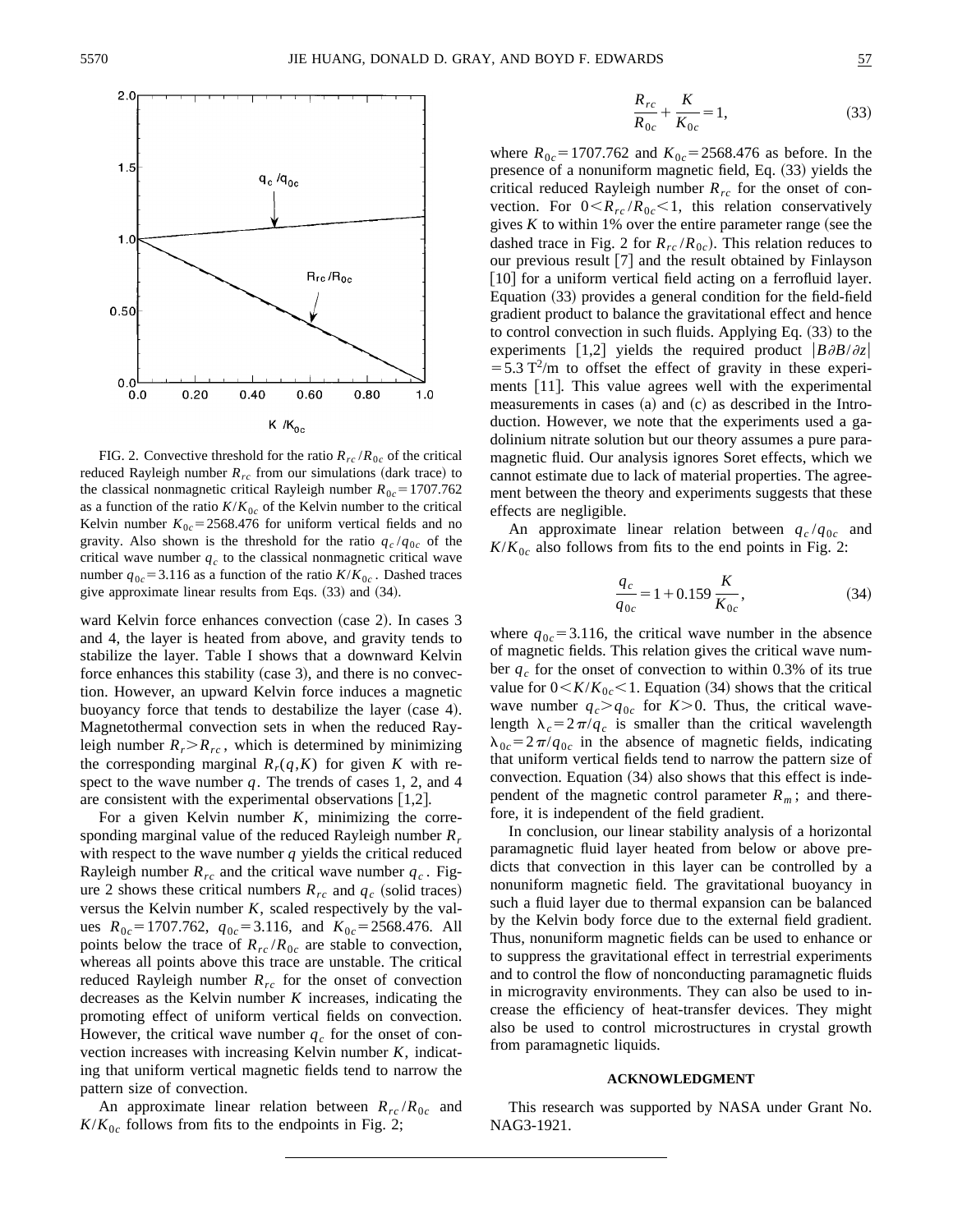FIG. 2. Convective threshold for the ratio $R_{rc}/R_{0c}$ of the critical reduced Rayleigh number $R_{rc}$ from our simulations (dark trace) to the classical nonmagnetic critical Rayleigh number $R_{0c}=1707.762$ as a function of the ratio $K/K_{0c}$ of the Kelvin number to the critical Kelvin number $K_{0c}=2568.476$ for uniform vertical fields and no gravity. Also shown is the threshold for the ratio $q_c/q_{0c}$ of the critical wave number $q_c$ to the classical nonmagnetic critical wave number $q_{0c}=3.116$ as a function of the ratio $K/K_{0c}$. Dashed traces give approximate linear results from Eqs. (33) and (34).

ward Kelvin force enhances convection (case 2). In cases 3 and 4, the layer is heated from above, and gravity tends to stabilize the layer. Table I shows that a downward Kelvin force enhances this stability (case 3), and there is no convection. However, an upward Kelvin force induces a magnetic buoyancy force that tends to destabilize the layer (case 4). Magnetothermal convection sets in when the reduced Rayleigh number $R_r > R_{rc}$, which is determined by minimizing the corresponding marginal $R_r(q,K)$ for given $K$ with respect to the wave number $q$. The trends of cases 1, 2, and 4 are consistent with the experimental observations [1,2].

For a given Kelvin number $K$, minimizing the corresponding marginal value of the reduced Rayleigh number $R_r$ with respect to the wave number $q$ yields the critical reduced Rayleigh number $R_{rc}$ and the critical wave number $q_c$. Figure 2 shows these critical numbers $R_{rc}$ and $q_c$ (solid traces) versus the Kelvin number $K$, scaled respectively by the values $R_{0c}=1707.762$, $q_{0c}=3.116$, and $K_{0c}=2568.476$. All points below the trace of $R_{rc}/R_{0c}$ are stable to convection, whereas all points above this trace are unstable. The critical reduced Rayleigh number $R_{rc}$ for the onset of convection decreases as the Kelvin number $K$ increases, indicating the promoting effect of uniform vertical fields on convection. However, the critical wave number $q_c$ for the onset of convection increases with increasing Kelvin number $K$, indicating that uniform vertical magnetic fields tend to narrow the pattern size of convection.

An approximate linear relation between $R_{rc}/R_{0c}$ and $K/K_{0c}$ follows from fits to the endpoints in Fig. 2;

$$\frac{R_{rc}}{R_{0c}}+\frac{K}{K_{0c}}=1, \tag{33}$$

where $R_{0c}=1707.762$ and $K_{0c}=2568.476$ as before. In the presence of a nonuniform magnetic field, Eq. (33) yields the critical reduced Rayleigh number $R_{rc}$ for the onset of convection. For $0<R_{rc}/R_{0c}<1$, this relation conservatively gives $K$ to within 1% over the entire parameter range (see the dashed trace in Fig. 2 for $R_{rc}/R_{0c}$). This relation reduces to our previous result [7] and the result obtained by Finlayson [10] for a uniform vertical field acting on a ferrofluid layer. Equation (33) provides a general condition for the field-field gradient product to balance the gravitational effect and hence to control convection in such fluids. Applying Eq. (33) to the experiments [1,2] yields the required product $|B\partial B/\partial z| = 5.3\ \mathrm{T}^2/\mathrm{m}$ to offset the effect of gravity in these experiments [11]. This value agrees well with the experimental measurements in cases (a) and (c) as described in the Introduction. However, we note that the experiments used a gadolinium nitrate solution but our theory assumes a pure paramagnetic fluid. Our analysis ignores Soret effects, which we cannot estimate due to lack of material properties. The agreement between the theory and experiments suggests that these effects are negligible.

An approximate linear relation between $q_c/q_{0c}$ and $K/K_{0c}$ also follows from fits to the end points in Fig. 2:

$$\frac{q_c}{q_{0c}}=1+0.159\frac{K}{K_{0c}}, \tag{34}$$

where $q_{0c}=3.116$, the critical wave number in the absence of magnetic fields. This relation gives the critical wave number $q_c$ for the onset of convection to within 0.3% of its true value for $0<K/K_{0c}<1$. Equation (34) shows that the critical wave number $q_c>q_{0c}$ for $K>0$. Thus, the critical wavelength $\lambda_c=2\pi/q_c$ is smaller than the critical wavelength $\lambda_{0c}=2\pi/q_{0c}$ in the absence of magnetic fields, indicating that uniform vertical fields tend to narrow the pattern size of convection. Equation (34) also shows that this effect is independent of the magnetic control parameter $R_m$; and therefore, it is independent of the field gradient.

In conclusion, our linear stability analysis of a horizontal paramagnetic fluid layer heated from below or above predicts that convection in this layer can be controlled by a nonuniform magnetic field. The gravitational buoyancy in such a fluid layer due to thermal expansion can be balanced by the Kelvin body force due to the external field gradient. Thus, nonuniform magnetic fields can be used to enhance or to suppress the gravitational effect in terrestrial experiments and to control the flow of nonconducting paramagnetic fluids in microgravity environments. They can also be used to increase the efficiency of heat-transfer devices. They might also be used to control microstructures in crystal growth from paramagnetic liquids.

## ACKNOWLEDGMENT

This research was supported by NASA under Grant No. NAG3-1921.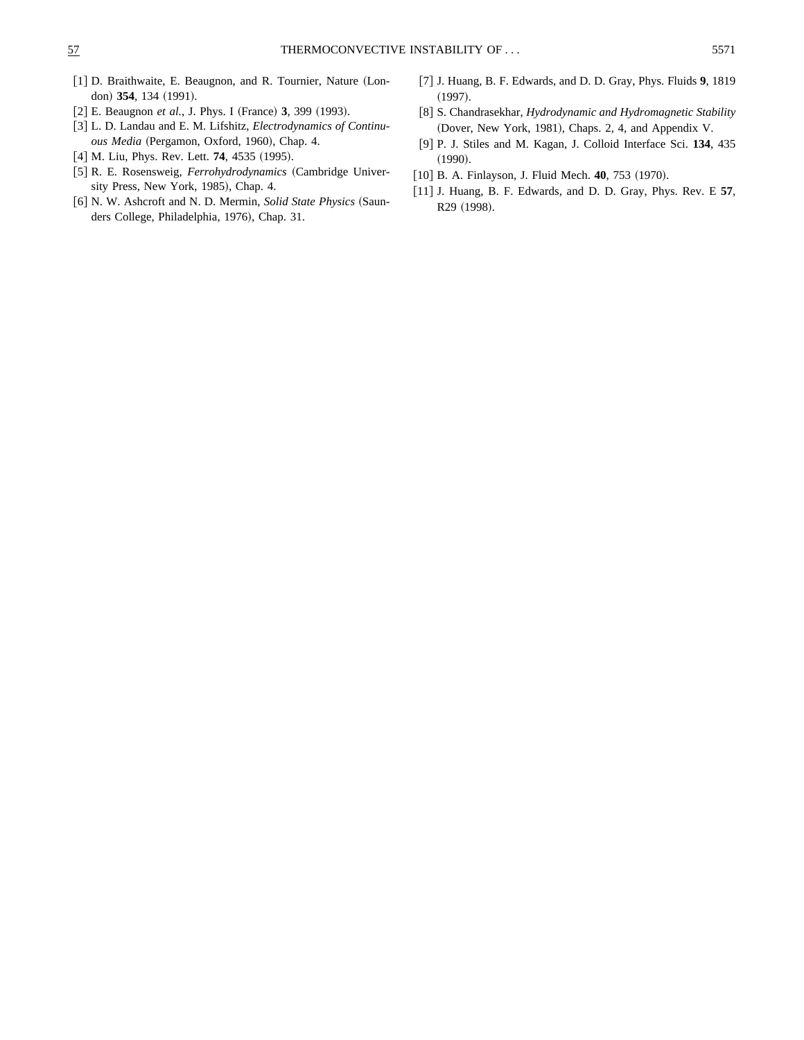[1] D. Braithwaite, E. Beaugnon, and R. Tournier, Nature (London) **354**, 134 (1991).

[2] E. Beaugnon *et al.*, J. Phys. I (France) **3**, 399 (1993).

[3] L. D. Landau and E. M. Lifshitz, *Electrodynamics of Continuous Media* (Pergamon, Oxford, 1960), Chap. 4.

[4] M. Liu, Phys. Rev. Lett. **74**, 4535 (1995).

[5] R. E. Rosensweig, *Ferrohydrodynamics* (Cambridge University Press, New York, 1985), Chap. 4.

[6] N. W. Ashcroft and N. D. Mermin, *Solid State Physics* (Saunders College, Philadelphia, 1976), Chap. 31.

[7] J. Huang, B. F. Edwards, and D. D. Gray, Phys. Fluids **9**, 1819 (1997).

[8] S. Chandrasekhar, *Hydrodynamic and Hydromagnetic Stability* (Dover, New York, 1981), Chaps. 2, 4, and Appendix V.

[9] P. J. Stiles and M. Kagan, J. Colloid Interface Sci. **134**, 435 (1990).

[10] B. A. Finlayson, J. Fluid Mech. **40**, 753 (1970).

[11] J. Huang, B. F. Edwards, and D. D. Gray, Phys. Rev. E **57**, R29 (1998).